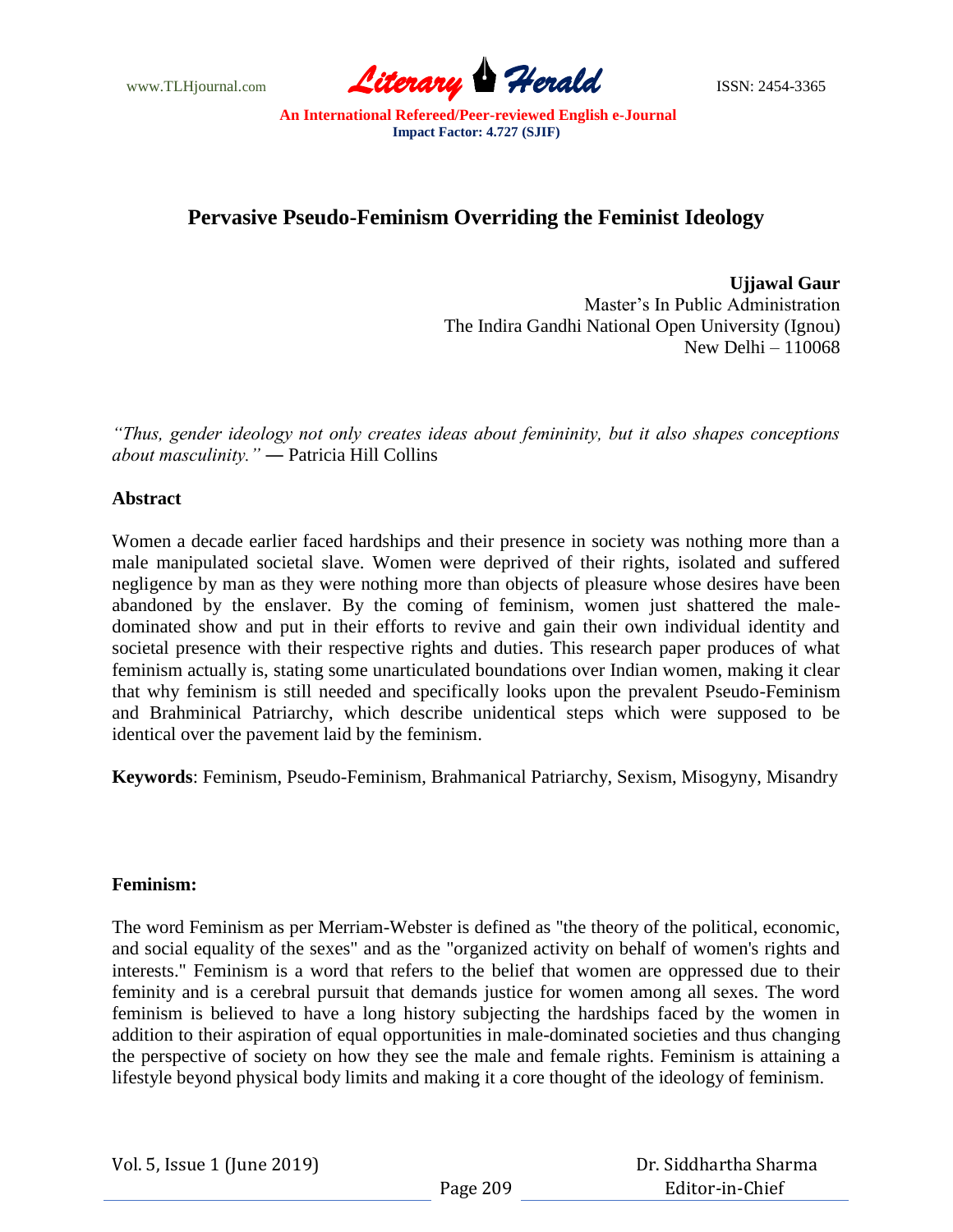# Pervasive Pseudo-Feminism Overriding the Feminist Ideology

**Ujjawal Gaur**
Master's In Public Administration
The Indira Gandhi National Open University (Ignou)
New Delhi – 110068

*"Thus, gender ideology not only creates ideas about femininity, but it also shapes conceptions about masculinity."* ― Patricia Hill Collins

## Abstract

Women a decade earlier faced hardships and their presence in society was nothing more than a male manipulated societal slave. Women were deprived of their rights, isolated and suffered negligence by man as they were nothing more than objects of pleasure whose desires have been abandoned by the enslaver. By the coming of feminism, women just shattered the male-dominated show and put in their efforts to revive and gain their own individual identity and societal presence with their respective rights and duties. This research paper produces of what feminism actually is, stating some unarticulated boundations over Indian women, making it clear that why feminism is still needed and specifically looks upon the prevalent Pseudo-Feminism and Brahminical Patriarchy, which describe unidentical steps which were supposed to be identical over the pavement laid by the feminism.

**Keywords**: Feminism, Pseudo-Feminism, Brahmanical Patriarchy, Sexism, Misogyny, Misandry

## Feminism:

The word Feminism as per Merriam-Webster is defined as "the theory of the political, economic, and social equality of the sexes" and as the "organized activity on behalf of women's rights and interests." Feminism is a word that refers to the belief that women are oppressed due to their feminity and is a cerebral pursuit that demands justice for women among all sexes. The word feminism is believed to have a long history subjecting the hardships faced by the women in addition to their aspiration of equal opportunities in male-dominated societies and thus changing the perspective of society on how they see the male and female rights. Feminism is attaining a lifestyle beyond physical body limits and making it a core thought of the ideology of feminism.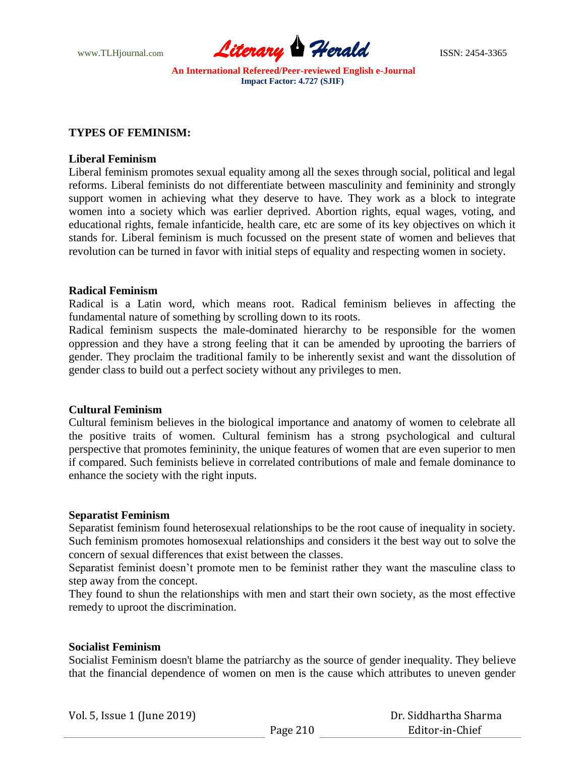## TYPES OF FEMINISM:

### Liberal Feminism

Liberal feminism promotes sexual equality among all the sexes through social, political and legal reforms. Liberal feminists do not differentiate between masculinity and femininity and strongly support women in achieving what they deserve to have. They work as a block to integrate women into a society which was earlier deprived. Abortion rights, equal wages, voting, and educational rights, female infanticide, health care, etc are some of its key objectives on which it stands for. Liberal feminism is much focussed on the present state of women and believes that revolution can be turned in favor with initial steps of equality and respecting women in society.

### Radical Feminism

Radical is a Latin word, which means root. Radical feminism believes in affecting the fundamental nature of something by scrolling down to its roots.

Radical feminism suspects the male-dominated hierarchy to be responsible for the women oppression and they have a strong feeling that it can be amended by uprooting the barriers of gender. They proclaim the traditional family to be inherently sexist and want the dissolution of gender class to build out a perfect society without any privileges to men.

### Cultural Feminism

Cultural feminism believes in the biological importance and anatomy of women to celebrate all the positive traits of women. Cultural feminism has a strong psychological and cultural perspective that promotes femininity, the unique features of women that are even superior to men if compared. Such feminists believe in correlated contributions of male and female dominance to enhance the society with the right inputs.

### Separatist Feminism

Separatist feminism found heterosexual relationships to be the root cause of inequality in society. Such feminism promotes homosexual relationships and considers it the best way out to solve the concern of sexual differences that exist between the classes.

Separatist feminist doesn't promote men to be feminist rather they want the masculine class to step away from the concept.

They found to shun the relationships with men and start their own society, as the most effective remedy to uproot the discrimination.

### Socialist Feminism

Socialist Feminism doesn't blame the patriarchy as the source of gender inequality. They believe that the financial dependence of women on men is the cause which attributes to uneven gender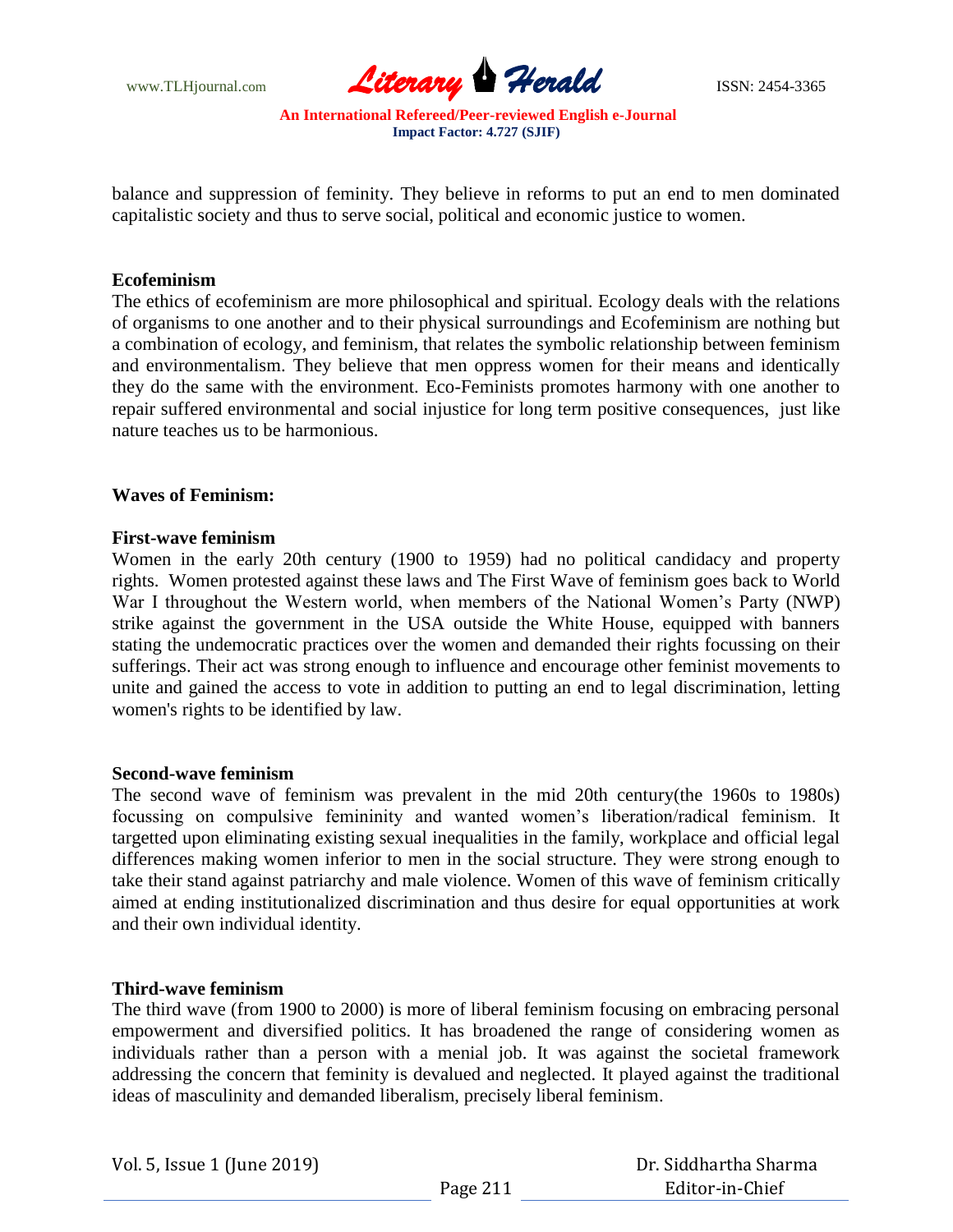balance and suppression of feminity. They believe in reforms to put an end to men dominated capitalistic society and thus to serve social, political and economic justice to women.

**Ecofeminism**

The ethics of ecofeminism are more philosophical and spiritual. Ecology deals with the relations of organisms to one another and to their physical surroundings and Ecofeminism are nothing but a combination of ecology, and feminism, that relates the symbolic relationship between feminism and environmentalism. They believe that men oppress women for their means and identically they do the same with the environment. Eco-Feminists promotes harmony with one another to repair suffered environmental and social injustice for long term positive consequences, just like nature teaches us to be harmonious.

**Waves of Feminism:**

**First-wave feminism**

Women in the early 20th century (1900 to 1959) had no political candidacy and property rights. Women protested against these laws and The First Wave of feminism goes back to World War I throughout the Western world, when members of the National Women's Party (NWP) strike against the government in the USA outside the White House, equipped with banners stating the undemocratic practices over the women and demanded their rights focussing on their sufferings. Their act was strong enough to influence and encourage other feminist movements to unite and gained the access to vote in addition to putting an end to legal discrimination, letting women's rights to be identified by law.

**Second-wave feminism**

The second wave of feminism was prevalent in the mid 20th century(the 1960s to 1980s) focussing on compulsive femininity and wanted women's liberation/radical feminism. It targetted upon eliminating existing sexual inequalities in the family, workplace and official legal differences making women inferior to men in the social structure. They were strong enough to take their stand against patriarchy and male violence. Women of this wave of feminism critically aimed at ending institutionalized discrimination and thus desire for equal opportunities at work and their own individual identity.

**Third-wave feminism**

The third wave (from 1900 to 2000) is more of liberal feminism focusing on embracing personal empowerment and diversified politics. It has broadened the range of considering women as individuals rather than a person with a menial job. It was against the societal framework addressing the concern that feminity is devalued and neglected. It played against the traditional ideas of masculinity and demanded liberalism, precisely liberal feminism.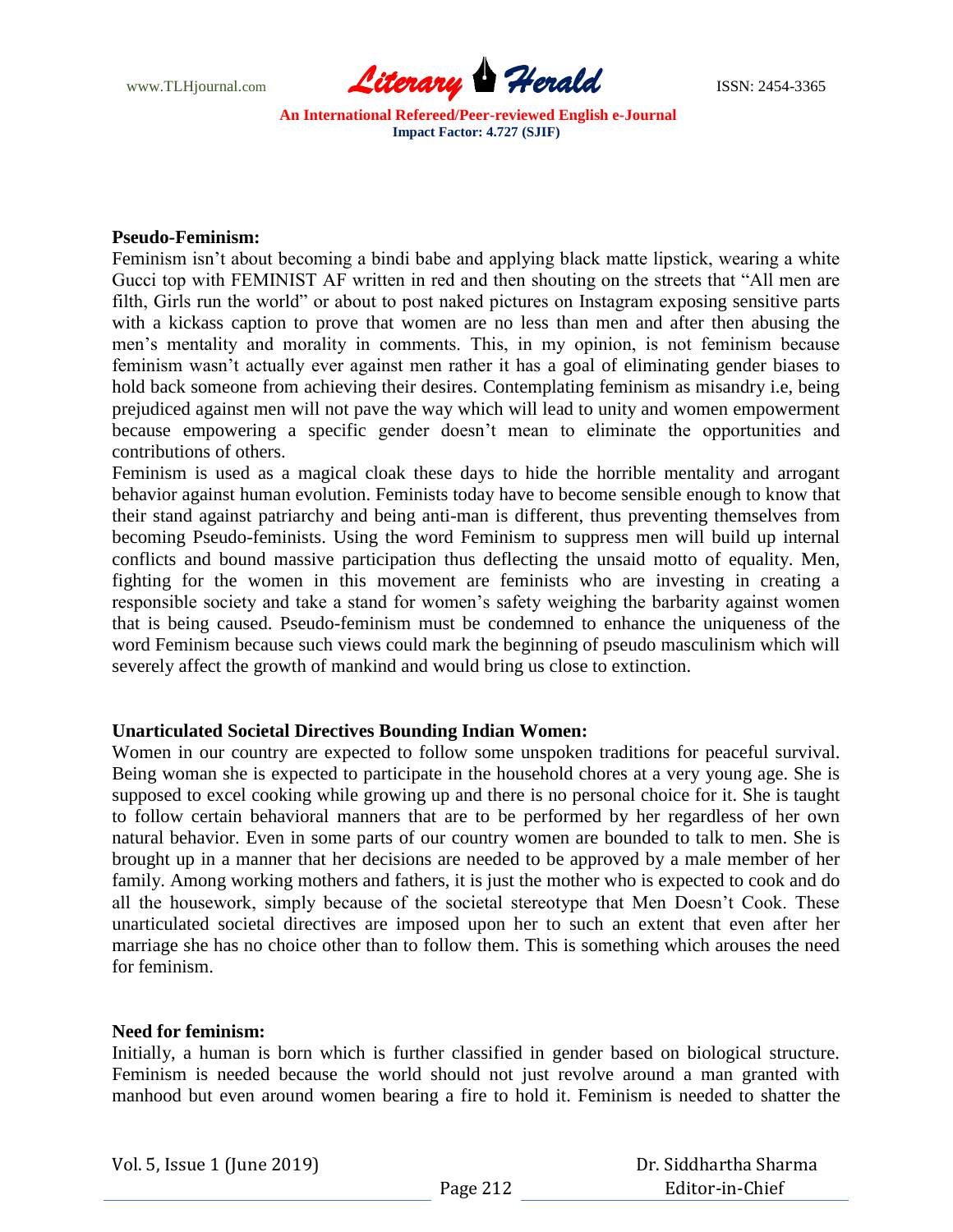**Pseudo-Feminism:**

Feminism isn't about becoming a bindi babe and applying black matte lipstick, wearing a white Gucci top with FEMINIST AF written in red and then shouting on the streets that "All men are filth, Girls run the world" or about to post naked pictures on Instagram exposing sensitive parts with a kickass caption to prove that women are no less than men and after then abusing the men's mentality and morality in comments. This, in my opinion, is not feminism because feminism wasn't actually ever against men rather it has a goal of eliminating gender biases to hold back someone from achieving their desires. Contemplating feminism as misandry i.e, being prejudiced against men will not pave the way which will lead to unity and women empowerment because empowering a specific gender doesn't mean to eliminate the opportunities and contributions of others.

Feminism is used as a magical cloak these days to hide the horrible mentality and arrogant behavior against human evolution. Feminists today have to become sensible enough to know that their stand against patriarchy and being anti-man is different, thus preventing themselves from becoming Pseudo-feminists. Using the word Feminism to suppress men will build up internal conflicts and bound massive participation thus deflecting the unsaid motto of equality. Men, fighting for the women in this movement are feminists who are investing in creating a responsible society and take a stand for women's safety weighing the barbarity against women that is being caused. Pseudo-feminism must be condemned to enhance the uniqueness of the word Feminism because such views could mark the beginning of pseudo masculinism which will severely affect the growth of mankind and would bring us close to extinction.

**Unarticulated Societal Directives Bounding Indian Women:**

Women in our country are expected to follow some unspoken traditions for peaceful survival. Being woman she is expected to participate in the household chores at a very young age. She is supposed to excel cooking while growing up and there is no personal choice for it. She is taught to follow certain behavioral manners that are to be performed by her regardless of her own natural behavior. Even in some parts of our country women are bounded to talk to men. She is brought up in a manner that her decisions are needed to be approved by a male member of her family. Among working mothers and fathers, it is just the mother who is expected to cook and do all the housework, simply because of the societal stereotype that Men Doesn't Cook. These unarticulated societal directives are imposed upon her to such an extent that even after her marriage she has no choice other than to follow them. This is something which arouses the need for feminism.

**Need for feminism:**

Initially, a human is born which is further classified in gender based on biological structure. Feminism is needed because the world should not just revolve around a man granted with manhood but even around women bearing a fire to hold it. Feminism is needed to shatter the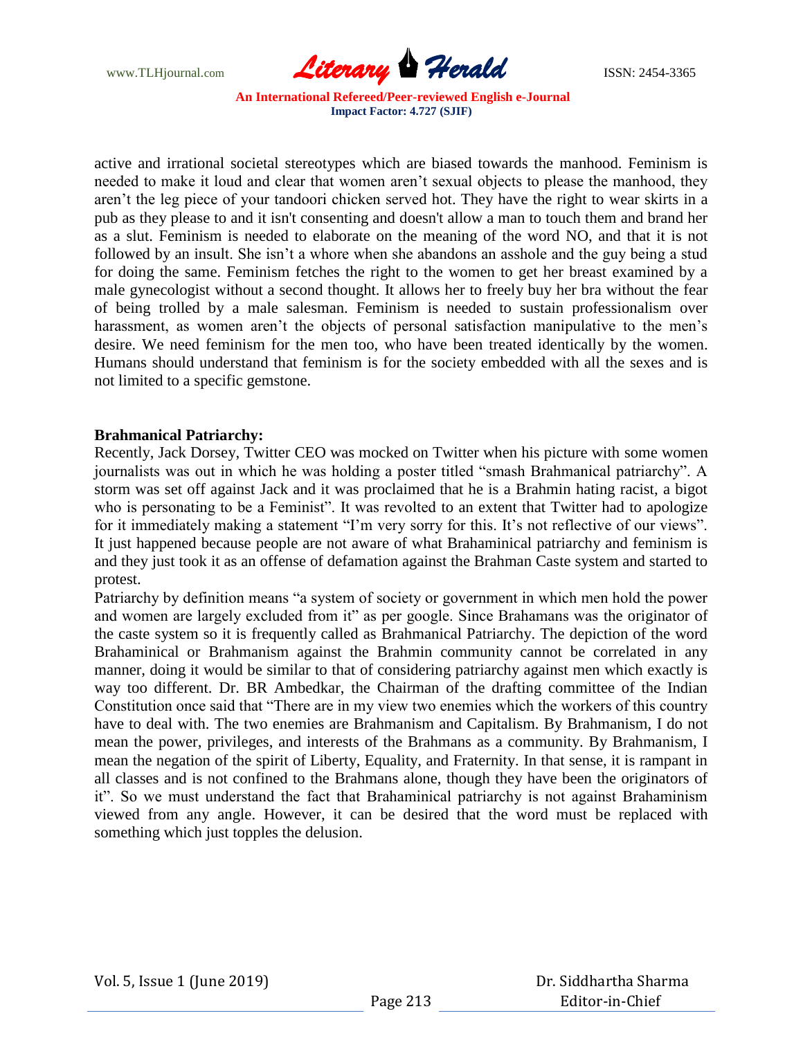active and irrational societal stereotypes which are biased towards the manhood. Feminism is needed to make it loud and clear that women aren't sexual objects to please the manhood, they aren't the leg piece of your tandoori chicken served hot. They have the right to wear skirts in a pub as they please to and it isn't consenting and doesn't allow a man to touch them and brand her as a slut. Feminism is needed to elaborate on the meaning of the word NO, and that it is not followed by an insult. She isn't a whore when she abandons an asshole and the guy being a stud for doing the same. Feminism fetches the right to the women to get her breast examined by a male gynecologist without a second thought. It allows her to freely buy her bra without the fear of being trolled by a male salesman. Feminism is needed to sustain professionalism over harassment, as women aren't the objects of personal satisfaction manipulative to the men's desire. We need feminism for the men too, who have been treated identically by the women. Humans should understand that feminism is for the society embedded with all the sexes and is not limited to a specific gemstone.

**Brahmanical Patriarchy:**

Recently, Jack Dorsey, Twitter CEO was mocked on Twitter when his picture with some women journalists was out in which he was holding a poster titled "smash Brahmanical patriarchy". A storm was set off against Jack and it was proclaimed that he is a Brahmin hating racist, a bigot who is personating to be a Feminist". It was revolted to an extent that Twitter had to apologize for it immediately making a statement "I'm very sorry for this. It's not reflective of our views". It just happened because people are not aware of what Brahaminical patriarchy and feminism is and they just took it as an offense of defamation against the Brahman Caste system and started to protest.

Patriarchy by definition means "a system of society or government in which men hold the power and women are largely excluded from it" as per google. Since Brahamans was the originator of the caste system so it is frequently called as Brahmanical Patriarchy. The depiction of the word Brahaminical or Brahmanism against the Brahmin community cannot be correlated in any manner, doing it would be similar to that of considering patriarchy against men which exactly is way too different. Dr. BR Ambedkar, the Chairman of the drafting committee of the Indian Constitution once said that "There are in my view two enemies which the workers of this country have to deal with. The two enemies are Brahmanism and Capitalism. By Brahmanism, I do not mean the power, privileges, and interests of the Brahmans as a community. By Brahmanism, I mean the negation of the spirit of Liberty, Equality, and Fraternity. In that sense, it is rampant in all classes and is not confined to the Brahmans alone, though they have been the originators of it". So we must understand the fact that Brahaminical patriarchy is not against Brahaminism viewed from any angle. However, it can be desired that the word must be replaced with something which just topples the delusion.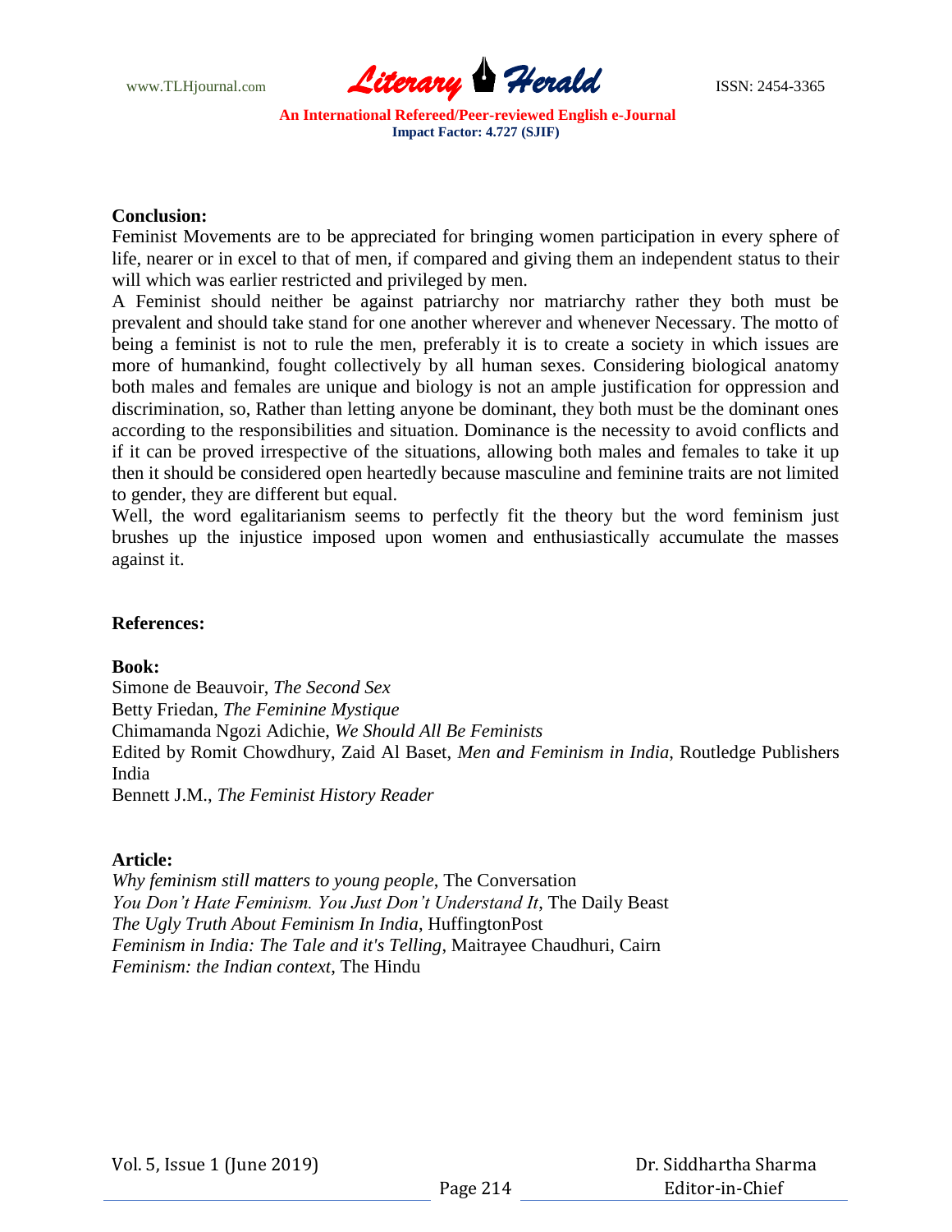**Conclusion:**

Feminist Movements are to be appreciated for bringing women participation in every sphere of life, nearer or in excel to that of men, if compared and giving them an independent status to their will which was earlier restricted and privileged by men.

A Feminist should neither be against patriarchy nor matriarchy rather they both must be prevalent and should take stand for one another wherever and whenever Necessary. The motto of being a feminist is not to rule the men, preferably it is to create a society in which issues are more of humankind, fought collectively by all human sexes. Considering biological anatomy both males and females are unique and biology is not an ample justification for oppression and discrimination, so, Rather than letting anyone be dominant, they both must be the dominant ones according to the responsibilities and situation. Dominance is the necessity to avoid conflicts and if it can be proved irrespective of the situations, allowing both males and females to take it up then it should be considered open heartedly because masculine and feminine traits are not limited to gender, they are different but equal.

Well, the word egalitarianism seems to perfectly fit the theory but the word feminism just brushes up the injustice imposed upon women and enthusiastically accumulate the masses against it.

**References:**

**Book:**

Simone de Beauvoir, *The Second Sex*
Betty Friedan, *The Feminine Mystique*
Chimamanda Ngozi Adichie, *We Should All Be Feminists*
Edited by Romit Chowdhury, Zaid Al Baset, *Men and Feminism in India*, Routledge Publishers India
Bennett J.M., *The Feminist History Reader*

**Article:**

*Why feminism still matters to young people*, The Conversation
*You Don't Hate Feminism. You Just Don't Understand It*, The Daily Beast
*The Ugly Truth About Feminism In India*, HuffingtonPost
*Feminism in India: The Tale and it's Telling*, Maitrayee Chaudhuri, Cairn
*Feminism: the Indian context*, The Hindu